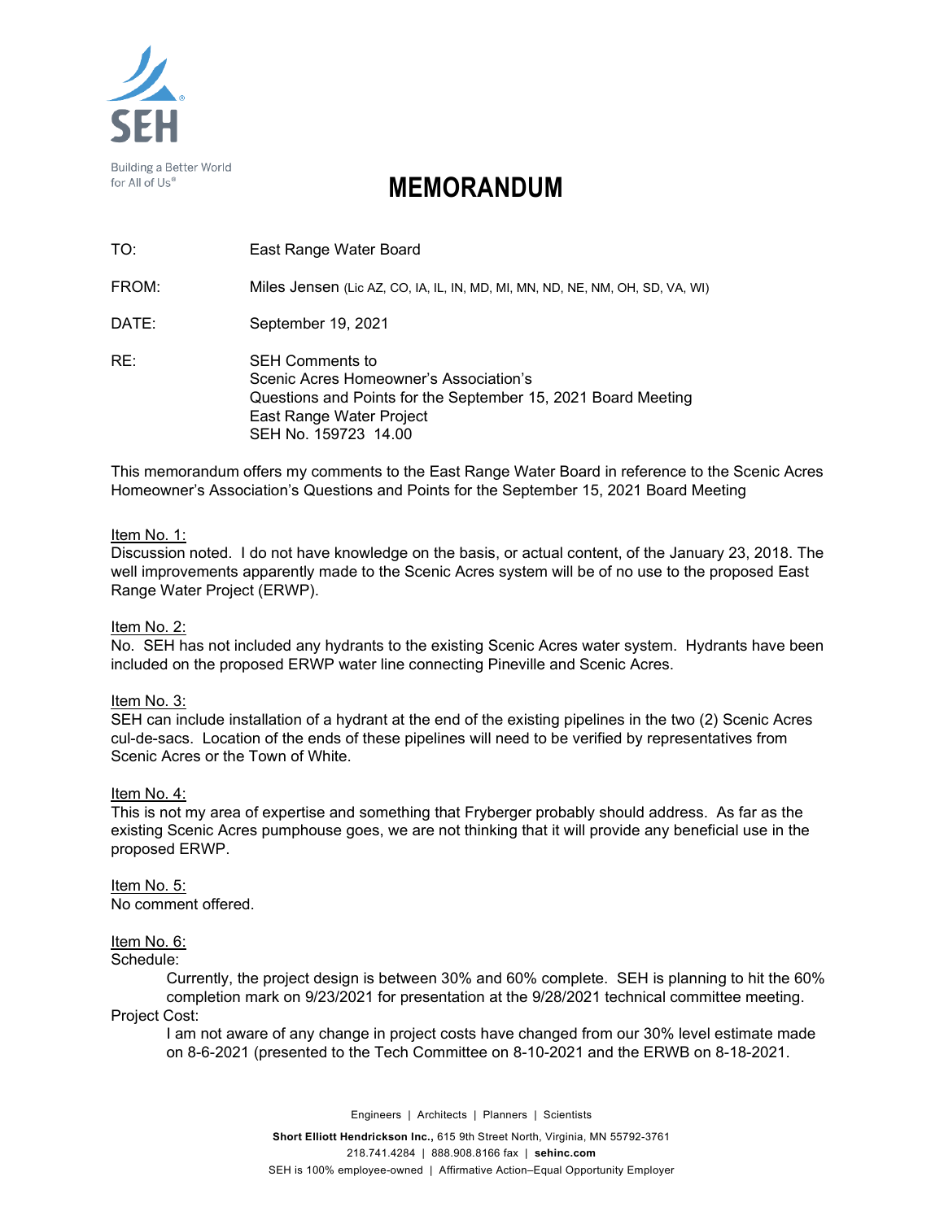Building a Better World for All of Us®

# MEMORANDUM

TO: East Range Water Board

FROM: Miles Jensen (Lic AZ, CO, IA, IL, IN, MD, MI, MN, ND, NE, NM, OH, SD, VA, WI)

DATE: September 19, 2021

RE: SEH Comments to
Scenic Acres Homeowner's Association's
Questions and Points for the September 15, 2021 Board Meeting
East Range Water Project
SEH No. 159723 14.00

This memorandum offers my comments to the East Range Water Board in reference to the Scenic Acres Homeowner's Association's Questions and Points for the September 15, 2021 Board Meeting

Item No. 1:
Discussion noted. I do not have knowledge on the basis, or actual content, of the January 23, 2018. The well improvements apparently made to the Scenic Acres system will be of no use to the proposed East Range Water Project (ERWP).

Item No. 2:
No. SEH has not included any hydrants to the existing Scenic Acres water system. Hydrants have been included on the proposed ERWP water line connecting Pineville and Scenic Acres.

Item No. 3:
SEH can include installation of a hydrant at the end of the existing pipelines in the two (2) Scenic Acres cul-de-sacs. Location of the ends of these pipelines will need to be verified by representatives from Scenic Acres or the Town of White.

Item No. 4:
This is not my area of expertise and something that Fryberger probably should address. As far as the existing Scenic Acres pumphouse goes, we are not thinking that it will provide any beneficial use in the proposed ERWP.

Item No. 5:
No comment offered.

Item No. 6:
Schedule:

Currently, the project design is between 30% and 60% complete. SEH is planning to hit the 60% completion mark on 9/23/2021 for presentation at the 9/28/2021 technical committee meeting.

Project Cost:

I am not aware of any change in project costs have changed from our 30% level estimate made on 8-6-2021 (presented to the Tech Committee on 8-10-2021 and the ERWB on 8-18-2021.

Engineers | Architects | Planners | Scientists

**Short Elliott Hendrickson Inc.,** 615 9th Street North, Virginia, MN 55792-3761
218.741.4284 | 888.908.8166 fax | **sehinc.com**
SEH is 100% employee-owned | Affirmative Action–Equal Opportunity Employer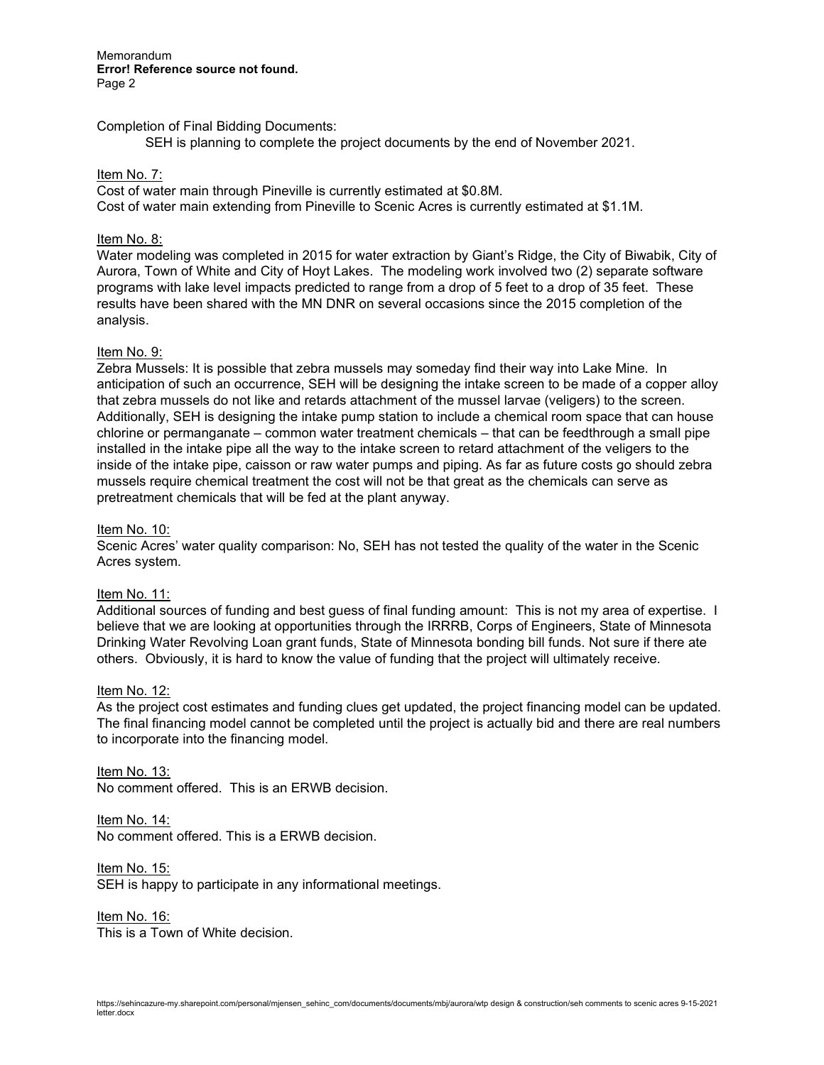Completion of Final Bidding Documents:

SEH is planning to complete the project documents by the end of November 2021.

Item No. 7:

Cost of water main through Pineville is currently estimated at $0.8M.
Cost of water main extending from Pineville to Scenic Acres is currently estimated at $1.1M.

Item No. 8:

Water modeling was completed in 2015 for water extraction by Giant's Ridge, the City of Biwabik, City of Aurora, Town of White and City of Hoyt Lakes. The modeling work involved two (2) separate software programs with lake level impacts predicted to range from a drop of 5 feet to a drop of 35 feet. These results have been shared with the MN DNR on several occasions since the 2015 completion of the analysis.

Item No. 9:

Zebra Mussels: It is possible that zebra mussels may someday find their way into Lake Mine. In anticipation of such an occurrence, SEH will be designing the intake screen to be made of a copper alloy that zebra mussels do not like and retards attachment of the mussel larvae (veligers) to the screen. Additionally, SEH is designing the intake pump station to include a chemical room space that can house chlorine or permanganate – common water treatment chemicals – that can be feedthrough a small pipe installed in the intake pipe all the way to the intake screen to retard attachment of the veligers to the inside of the intake pipe, caisson or raw water pumps and piping. As far as future costs go should zebra mussels require chemical treatment the cost will not be that great as the chemicals can serve as pretreatment chemicals that will be fed at the plant anyway.

Item No. 10:

Scenic Acres' water quality comparison: No, SEH has not tested the quality of the water in the Scenic Acres system.

Item No. 11:

Additional sources of funding and best guess of final funding amount: This is not my area of expertise. I believe that we are looking at opportunities through the IRRRB, Corps of Engineers, State of Minnesota Drinking Water Revolving Loan grant funds, State of Minnesota bonding bill funds. Not sure if there ate others. Obviously, it is hard to know the value of funding that the project will ultimately receive.

Item No. 12:

As the project cost estimates and funding clues get updated, the project financing model can be updated. The final financing model cannot be completed until the project is actually bid and there are real numbers to incorporate into the financing model.

Item No. 13:

No comment offered. This is an ERWB decision.

Item No. 14:

No comment offered. This is a ERWB decision.

Item No. 15:

SEH is happy to participate in any informational meetings.

Item No. 16:

This is a Town of White decision.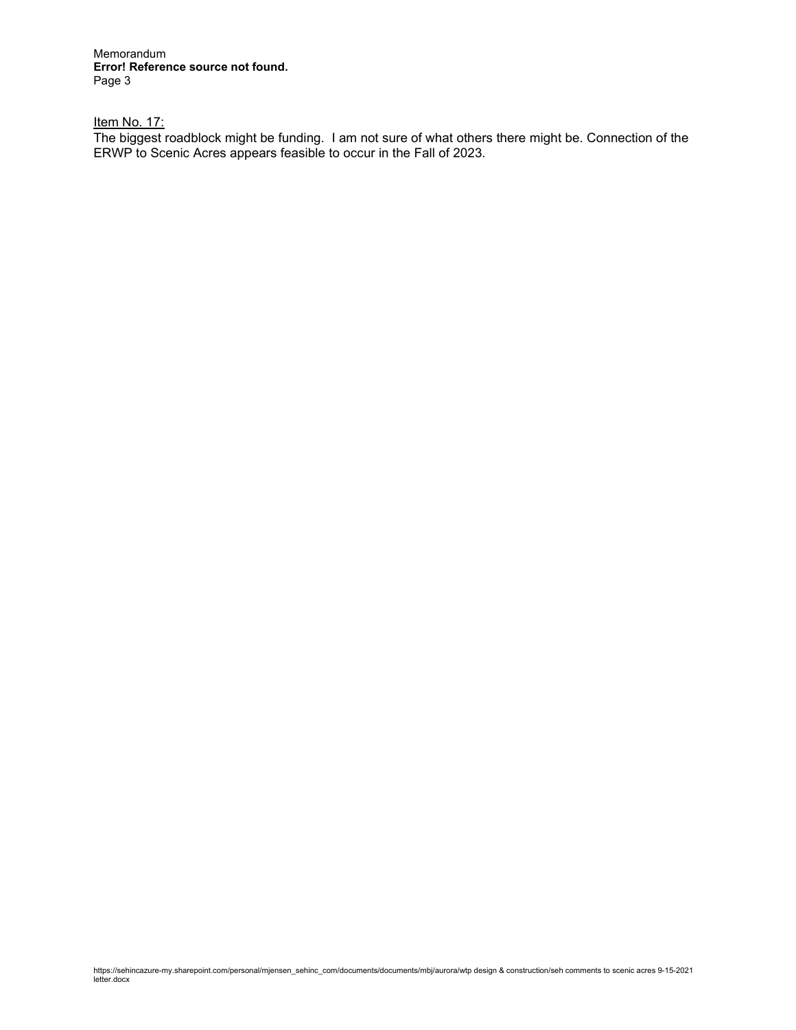Item No. 17:

The biggest roadblock might be funding.  I am not sure of what others there might be. Connection of the ERWP to Scenic Acres appears feasible to occur in the Fall of 2023.